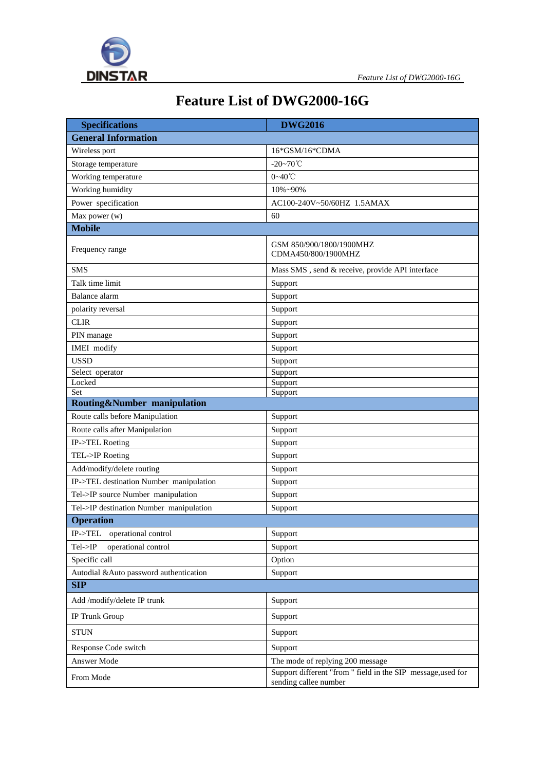# Feature List of DWG2000-16G

| Specifications | DWG2016 |
|---|---|
| **General Information** | |
| Wireless port | 16*GSM/16*CDMA |
| Storage temperature | -20~70℃ |
| Working temperature | 0~40℃ |
| Working humidity | 10%~90% |
| Power specification | AC100-240V~50/60HZ 1.5AMAX |
| Max power (w) | 60 |
| **Mobile** | |
| Frequency range | GSM 850/900/1800/1900MHZ<br>CDMA450/800/1900MHZ |
| SMS | Mass SMS , send & receive, provide API interface |
| Talk time limit | Support |
| Balance alarm | Support |
| polarity reversal | Support |
| CLIR | Support |
| PIN manage | Support |
| IMEI modify | Support |
| USSD | Support |
| Select operator | Support |
| Locked | Support |
| Set | Support |
| **Routing&Number manipulation** | |
| Route calls before Manipulation | Support |
| Route calls after Manipulation | Support |
| IP->TEL Roeting | Support |
| TEL->IP Roeting | Support |
| Add/modify/delete routing | Support |
| IP->TEL destination Number manipulation | Support |
| Tel->IP source Number manipulation | Support |
| Tel->IP destination Number manipulation | Support |
| **Operation** | |
| IP->TEL operational control | Support |
| Tel->IP operational control | Support |
| Specific call | Option |
| Autodial &Auto password authentication | Support |
| **SIP** | |
| Add /modify/delete IP trunk | Support |
| IP Trunk Group | Support |
| STUN | Support |
| Response Code switch | Support |
| Answer Mode | The mode of replying 200 message |
| From Mode | Support different "from " field in the SIP message,used for sending callee number |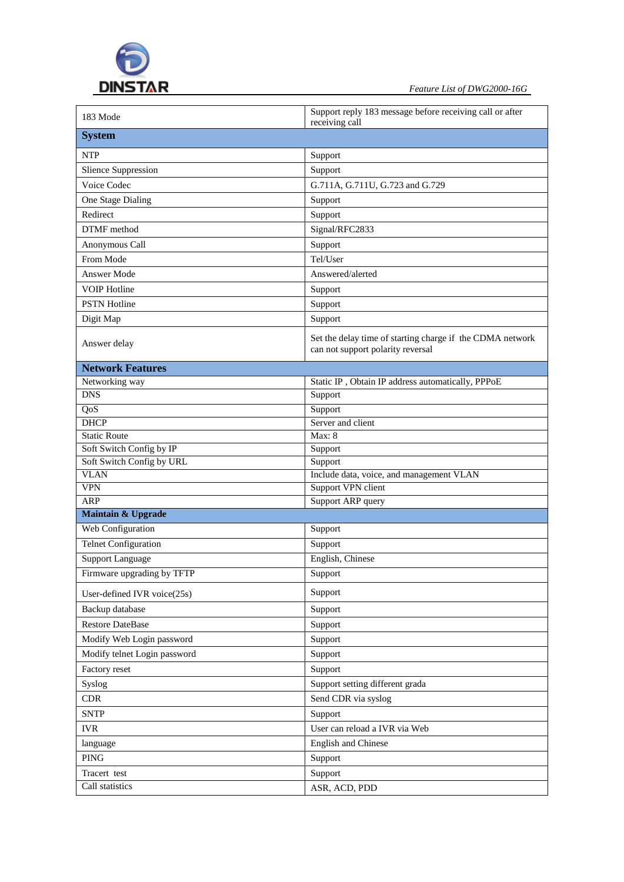| | |
|---|---|
| 183 Mode | Support reply 183 message before receiving call or after receiving call |
| **System** | |
| NTP | Support |
| Slience Suppression | Support |
| Voice Codec | G.711A, G.711U, G.723 and G.729 |
| One Stage Dialing | Support |
| Redirect | Support |
| DTMF method | Signal/RFC2833 |
| Anonymous Call | Support |
| From Mode | Tel/User |
| Answer Mode | Answered/alerted |
| VOIP Hotline | Support |
| PSTN Hotline | Support |
| Digit Map | Support |
| Answer delay | Set the delay time of starting charge if the CDMA network can not support polarity reversal |
| **Network Features** | |
| Networking way | Static IP , Obtain IP address automatically, PPPoE |
| DNS | Support |
| QoS | Support |
| DHCP | Server and client |
| Static Route | Max: 8 |
| Soft Switch Config by IP | Support |
| Soft Switch Config by URL | Support |
| VLAN | Include data, voice, and management VLAN |
| VPN | Support VPN client |
| ARP | Support ARP query |
| **Maintain & Upgrade** | |
| Web Configuration | Support |
| Telnet Configuration | Support |
| Support Language | English, Chinese |
| Firmware upgrading by TFTP | Support |
| User-defined IVR voice(25s) | Support |
| Backup database | Support |
| Restore DateBase | Support |
| Modify Web Login password | Support |
| Modify telnet Login password | Support |
| Factory reset | Support |
| Syslog | Support setting different grada |
| CDR | Send CDR via syslog |
| SNTP | Support |
| IVR | User can reload a IVR via Web |
| language | English and Chinese |
| PING | Support |
| Tracert test | Support |
| Call statistics | ASR, ACD, PDD |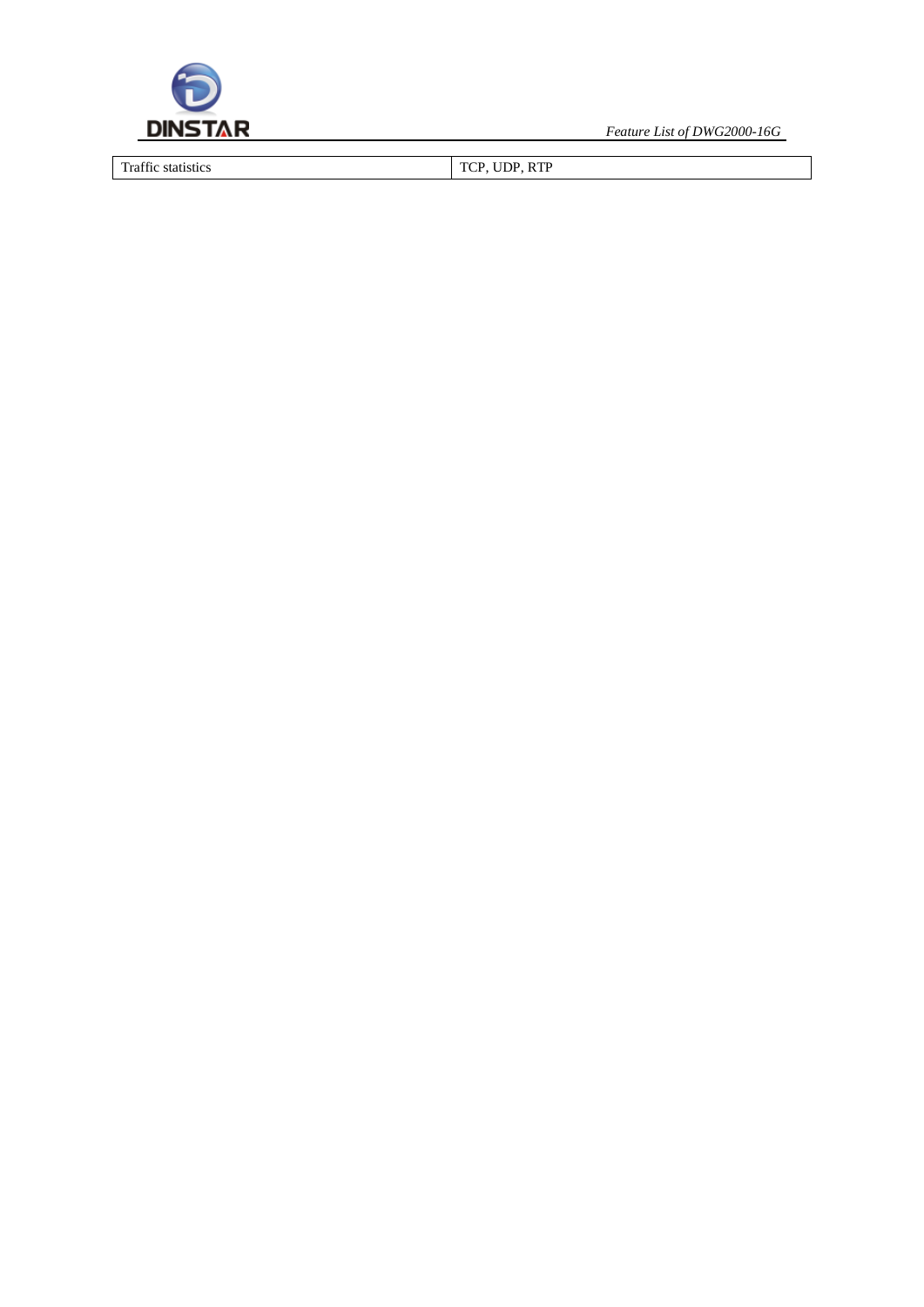| | |
|---|---|
| Traffic statistics | TCP, UDP, RTP |